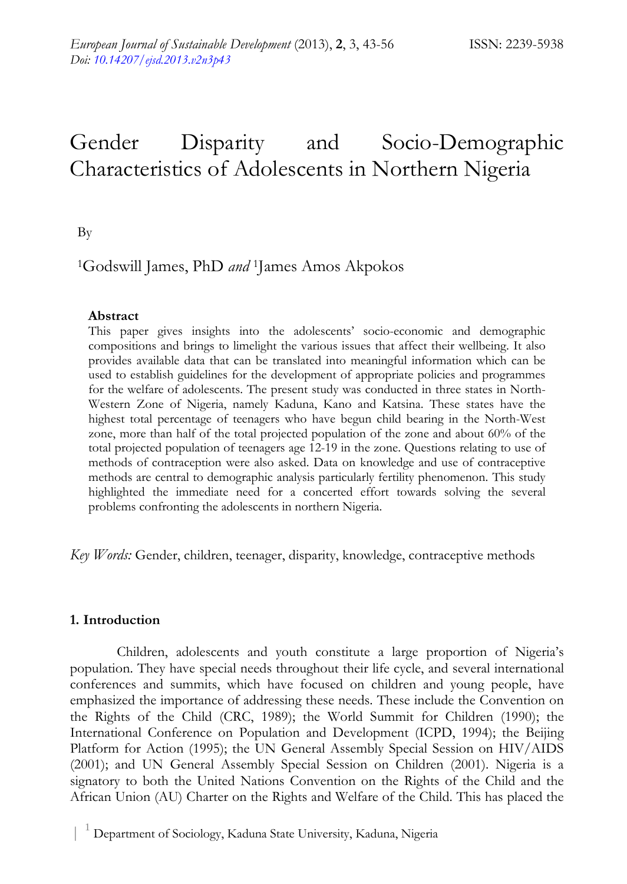# Gender Disparity and Socio-Demographic Characteristics of Adolescents in Northern Nigeria

By

[1]Godswill James, PhD *and* [1]James Amos Akpokos

**Abstract**

This paper gives insights into the adolescents' socio-economic and demographic compositions and brings to limelight the various issues that affect their wellbeing. It also provides available data that can be translated into meaningful information which can be used to establish guidelines for the development of appropriate policies and programmes for the welfare of adolescents. The present study was conducted in three states in North-Western Zone of Nigeria, namely Kaduna, Kano and Katsina. These states have the highest total percentage of teenagers who have begun child bearing in the North-West zone, more than half of the total projected population of the zone and about 60% of the total projected population of teenagers age 12-19 in the zone. Questions relating to use of methods of contraception were also asked. Data on knowledge and use of contraceptive methods are central to demographic analysis particularly fertility phenomenon. This study highlighted the immediate need for a concerted effort towards solving the several problems confronting the adolescents in northern Nigeria.

*Key Words:* Gender, children, teenager, disparity, knowledge, contraceptive methods

## 1. Introduction

Children, adolescents and youth constitute a large proportion of Nigeria's population. They have special needs throughout their life cycle, and several international conferences and summits, which have focused on children and young people, have emphasized the importance of addressing these needs. These include the Convention on the Rights of the Child (CRC, 1989); the World Summit for Children (1990); the International Conference on Population and Development (ICPD, 1994); the Beijing Platform for Action (1995); the UN General Assembly Special Session on HIV/AIDS (2001); and UN General Assembly Special Session on Children (2001). Nigeria is a signatory to both the United Nations Convention on the Rights of the Child and the African Union (AU) Charter on the Rights and Welfare of the Child. This has placed the

[1] Department of Sociology, Kaduna State University, Kaduna, Nigeria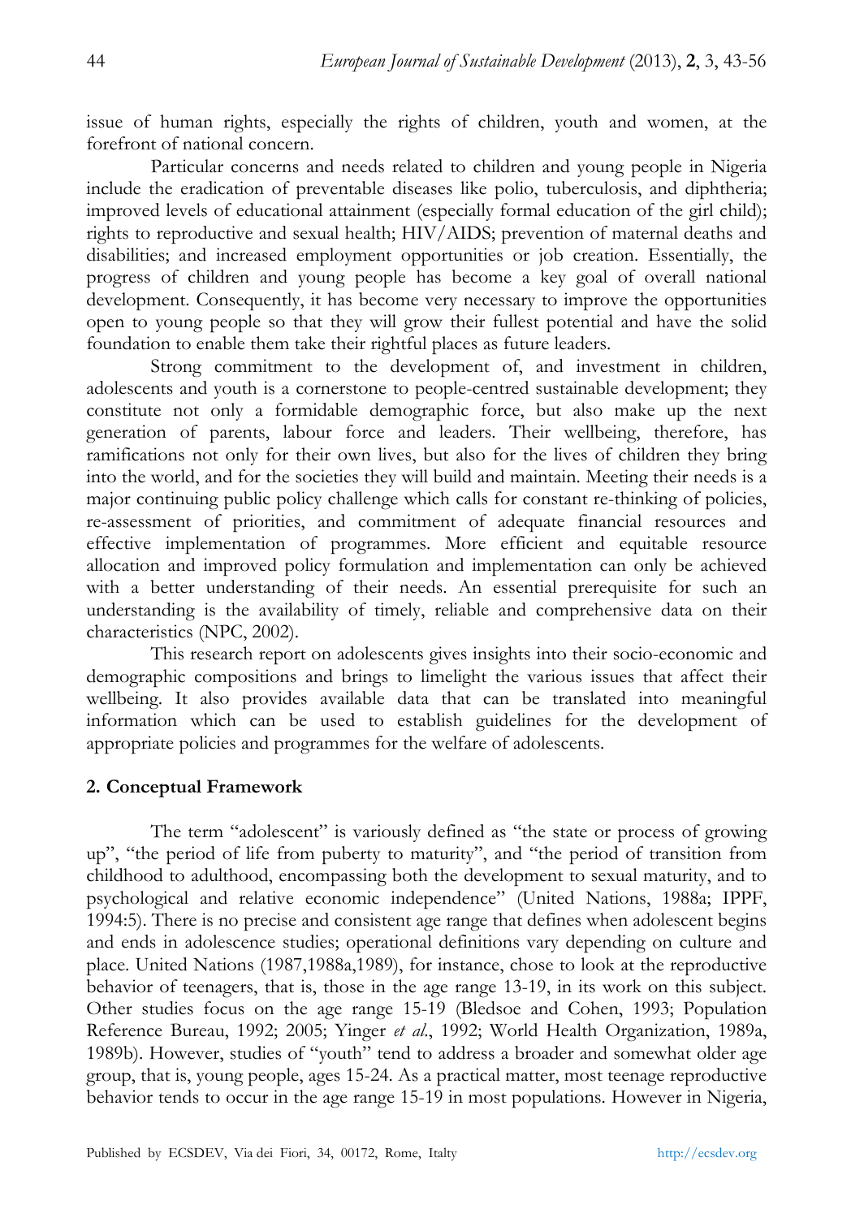issue of human rights, especially the rights of children, youth and women, at the forefront of national concern.

Particular concerns and needs related to children and young people in Nigeria include the eradication of preventable diseases like polio, tuberculosis, and diphtheria; improved levels of educational attainment (especially formal education of the girl child); rights to reproductive and sexual health; HIV/AIDS; prevention of maternal deaths and disabilities; and increased employment opportunities or job creation. Essentially, the progress of children and young people has become a key goal of overall national development. Consequently, it has become very necessary to improve the opportunities open to young people so that they will grow their fullest potential and have the solid foundation to enable them take their rightful places as future leaders.

Strong commitment to the development of, and investment in children, adolescents and youth is a cornerstone to people-centred sustainable development; they constitute not only a formidable demographic force, but also make up the next generation of parents, labour force and leaders. Their wellbeing, therefore, has ramifications not only for their own lives, but also for the lives of children they bring into the world, and for the societies they will build and maintain. Meeting their needs is a major continuing public policy challenge which calls for constant re-thinking of policies, re-assessment of priorities, and commitment of adequate financial resources and effective implementation of programmes. More efficient and equitable resource allocation and improved policy formulation and implementation can only be achieved with a better understanding of their needs. An essential prerequisite for such an understanding is the availability of timely, reliable and comprehensive data on their characteristics (NPC, 2002).

This research report on adolescents gives insights into their socio-economic and demographic compositions and brings to limelight the various issues that affect their wellbeing. It also provides available data that can be translated into meaningful information which can be used to establish guidelines for the development of appropriate policies and programmes for the welfare of adolescents.

## 2. Conceptual Framework

The term "adolescent" is variously defined as "the state or process of growing up", "the period of life from puberty to maturity", and "the period of transition from childhood to adulthood, encompassing both the development to sexual maturity, and to psychological and relative economic independence" (United Nations, 1988a; IPPF, 1994:5). There is no precise and consistent age range that defines when adolescent begins and ends in adolescence studies; operational definitions vary depending on culture and place. United Nations (1987,1988a,1989), for instance, chose to look at the reproductive behavior of teenagers, that is, those in the age range 13-19, in its work on this subject. Other studies focus on the age range 15-19 (Bledsoe and Cohen, 1993; Population Reference Bureau, 1992; 2005; Yinger *et al*., 1992; World Health Organization, 1989a, 1989b). However, studies of "youth" tend to address a broader and somewhat older age group, that is, young people, ages 15-24. As a practical matter, most teenage reproductive behavior tends to occur in the age range 15-19 in most populations. However in Nigeria,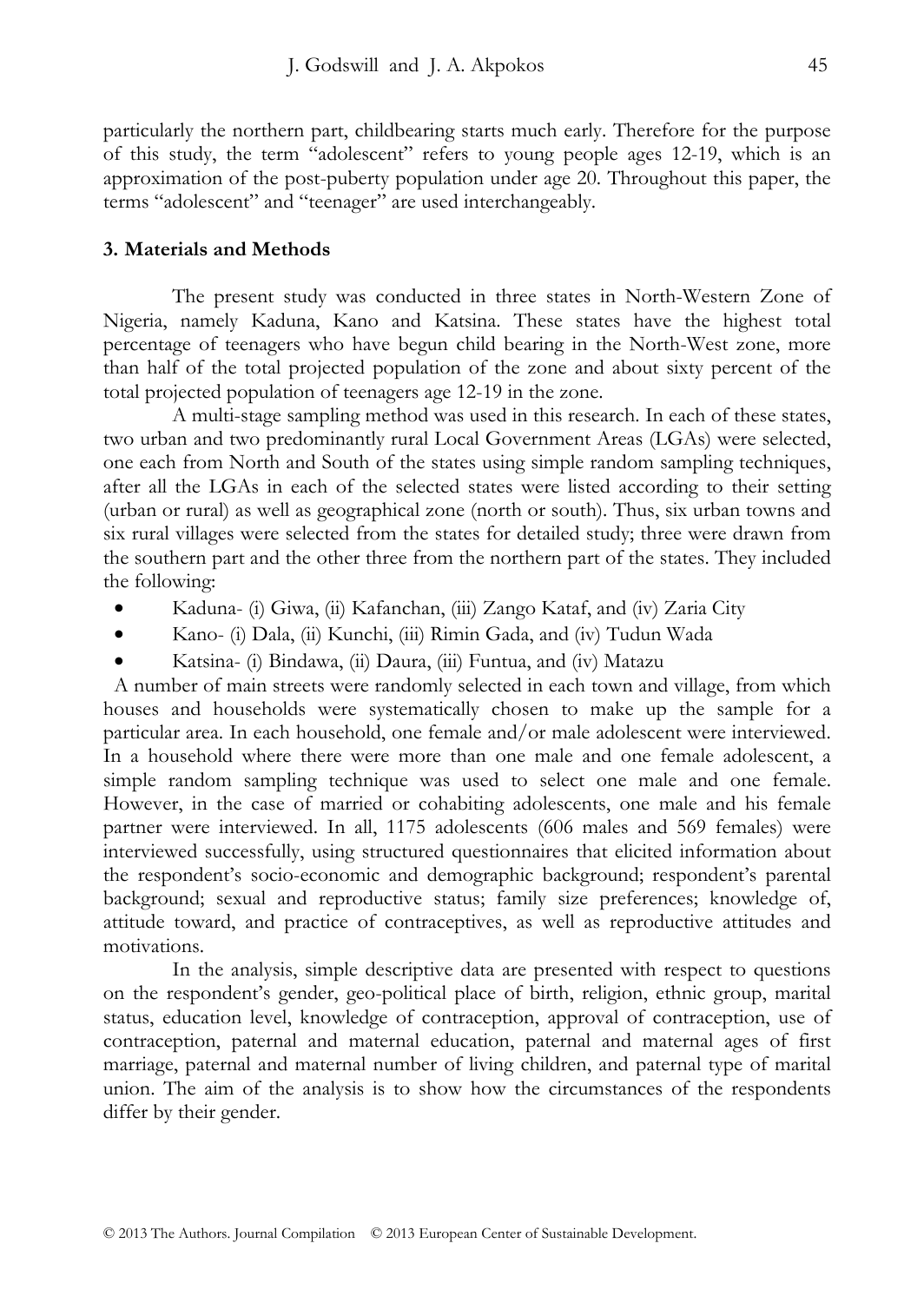particularly the northern part, childbearing starts much early. Therefore for the purpose of this study, the term "adolescent" refers to young people ages 12-19, which is an approximation of the post-puberty population under age 20. Throughout this paper, the terms "adolescent" and "teenager" are used interchangeably.

## 3. Materials and Methods

The present study was conducted in three states in North-Western Zone of Nigeria, namely Kaduna, Kano and Katsina. These states have the highest total percentage of teenagers who have begun child bearing in the North-West zone, more than half of the total projected population of the zone and about sixty percent of the total projected population of teenagers age 12-19 in the zone.

A multi-stage sampling method was used in this research. In each of these states, two urban and two predominantly rural Local Government Areas (LGAs) were selected, one each from North and South of the states using simple random sampling techniques, after all the LGAs in each of the selected states were listed according to their setting (urban or rural) as well as geographical zone (north or south). Thus, six urban towns and six rural villages were selected from the states for detailed study; three were drawn from the southern part and the other three from the northern part of the states. They included the following:

- Kaduna- (i) Giwa, (ii) Kafanchan, (iii) Zango Kataf, and (iv) Zaria City
- Kano- (i) Dala, (ii) Kunchi, (iii) Rimin Gada, and (iv) Tudun Wada
- Katsina- (i) Bindawa, (ii) Daura, (iii) Funtua, and (iv) Matazu

A number of main streets were randomly selected in each town and village, from which houses and households were systematically chosen to make up the sample for a particular area. In each household, one female and/or male adolescent were interviewed. In a household where there were more than one male and one female adolescent, a simple random sampling technique was used to select one male and one female. However, in the case of married or cohabiting adolescents, one male and his female partner were interviewed. In all, 1175 adolescents (606 males and 569 females) were interviewed successfully, using structured questionnaires that elicited information about the respondent's socio-economic and demographic background; respondent's parental background; sexual and reproductive status; family size preferences; knowledge of, attitude toward, and practice of contraceptives, as well as reproductive attitudes and motivations.

In the analysis, simple descriptive data are presented with respect to questions on the respondent's gender, geo-political place of birth, religion, ethnic group, marital status, education level, knowledge of contraception, approval of contraception, use of contraception, paternal and maternal education, paternal and maternal ages of first marriage, paternal and maternal number of living children, and paternal type of marital union. The aim of the analysis is to show how the circumstances of the respondents differ by their gender.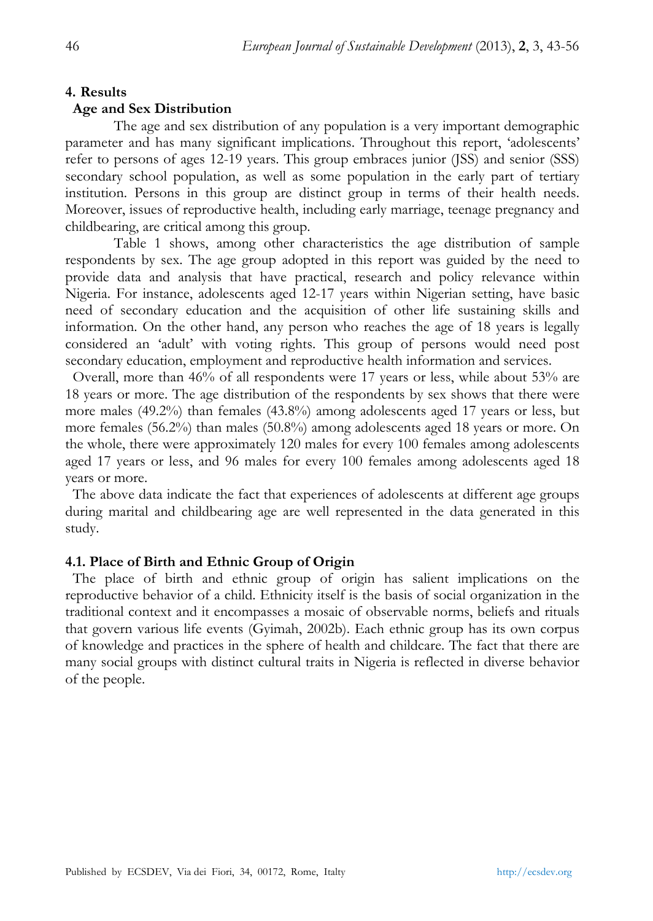## 4. Results

### Age and Sex Distribution

The age and sex distribution of any population is a very important demographic parameter and has many significant implications. Throughout this report, 'adolescents' refer to persons of ages 12-19 years. This group embraces junior (JSS) and senior (SSS) secondary school population, as well as some population in the early part of tertiary institution. Persons in this group are distinct group in terms of their health needs. Moreover, issues of reproductive health, including early marriage, teenage pregnancy and childbearing, are critical among this group.

Table 1 shows, among other characteristics the age distribution of sample respondents by sex. The age group adopted in this report was guided by the need to provide data and analysis that have practical, research and policy relevance within Nigeria. For instance, adolescents aged 12-17 years within Nigerian setting, have basic need of secondary education and the acquisition of other life sustaining skills and information. On the other hand, any person who reaches the age of 18 years is legally considered an 'adult' with voting rights. This group of persons would need post secondary education, employment and reproductive health information and services.

Overall, more than 46% of all respondents were 17 years or less, while about 53% are 18 years or more. The age distribution of the respondents by sex shows that there were more males (49.2%) than females (43.8%) among adolescents aged 17 years or less, but more females (56.2%) than males (50.8%) among adolescents aged 18 years or more. On the whole, there were approximately 120 males for every 100 females among adolescents aged 17 years or less, and 96 males for every 100 females among adolescents aged 18 years or more.

The above data indicate the fact that experiences of adolescents at different age groups during marital and childbearing age are well represented in the data generated in this study.

### 4.1. Place of Birth and Ethnic Group of Origin

The place of birth and ethnic group of origin has salient implications on the reproductive behavior of a child. Ethnicity itself is the basis of social organization in the traditional context and it encompasses a mosaic of observable norms, beliefs and rituals that govern various life events (Gyimah, 2002b). Each ethnic group has its own corpus of knowledge and practices in the sphere of health and childcare. The fact that there are many social groups with distinct cultural traits in Nigeria is reflected in diverse behavior of the people.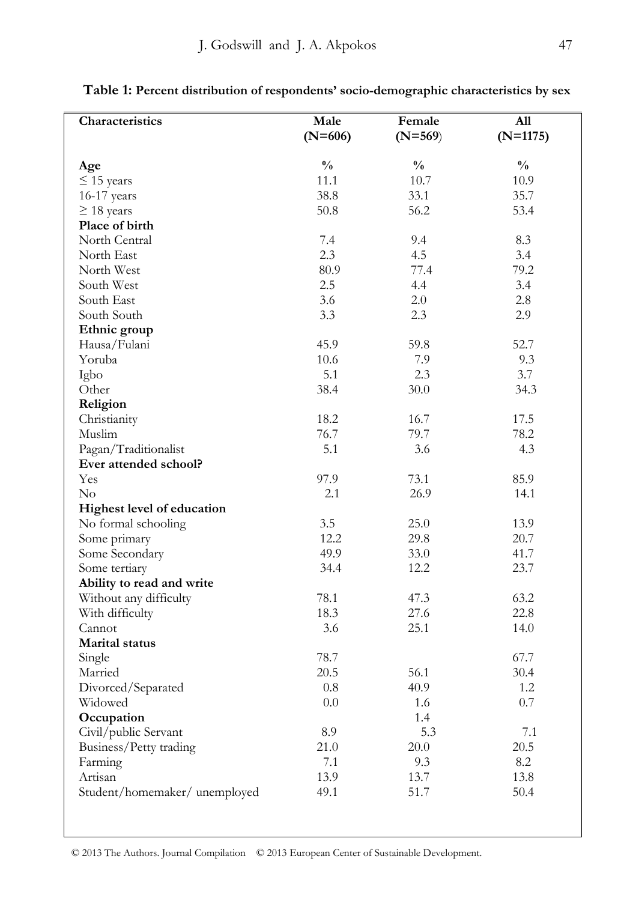**Table 1: Percent distribution of respondents' socio-demographic characteristics by sex**

| Characteristics | Male (N=606) | Female (N=569) | All (N=1175) |
|---|---|---|---|
| **Age** | % | % | % |
| ≤ 15 years | 11.1 | 10.7 | 10.9 |
| 16-17 years | 38.8 | 33.1 | 35.7 |
| ≥ 18 years | 50.8 | 56.2 | 53.4 |
| **Place of birth** | | | |
| North Central | 7.4 | 9.4 | 8.3 |
| North East | 2.3 | 4.5 | 3.4 |
| North West | 80.9 | 77.4 | 79.2 |
| South West | 2.5 | 4.4 | 3.4 |
| South East | 3.6 | 2.0 | 2.8 |
| South South | 3.3 | 2.3 | 2.9 |
| **Ethnic group** | | | |
| Hausa/Fulani | 45.9 | 59.8 | 52.7 |
| Yoruba | 10.6 | 7.9 | 9.3 |
| Igbo | 5.1 | 2.3 | 3.7 |
| Other | 38.4 | 30.0 | 34.3 |
| **Religion** | | | |
| Christianity | 18.2 | 16.7 | 17.5 |
| Muslim | 76.7 | 79.7 | 78.2 |
| Pagan/Traditionalist | 5.1 | 3.6 | 4.3 |
| **Ever attended school?** | | | |
| Yes | 97.9 | 73.1 | 85.9 |
| No | 2.1 | 26.9 | 14.1 |
| **Highest level of education** | | | |
| No formal schooling | 3.5 | 25.0 | 13.9 |
| Some primary | 12.2 | 29.8 | 20.7 |
| Some Secondary | 49.9 | 33.0 | 41.7 |
| Some tertiary | 34.4 | 12.2 | 23.7 |
| **Ability to read and write** | | | |
| Without any difficulty | 78.1 | 47.3 | 63.2 |
| With difficulty | 18.3 | 27.6 | 22.8 |
| Cannot | 3.6 | 25.1 | 14.0 |
| **Marital status** | | | |
| Single | 78.7 | | 67.7 |
| Married | 20.5 | 56.1 | 30.4 |
| Divorced/Separated | 0.8 | 40.9 | 1.2 |
| Widowed | 0.0 | 1.6 | 0.7 |
| **Occupation** | | 1.4 | |
| Civil/public Servant | 8.9 | 5.3 | 7.1 |
| Business/Petty trading | 21.0 | 20.0 | 20.5 |
| Farming | 7.1 | 9.3 | 8.2 |
| Artisan | 13.9 | 13.7 | 13.8 |
| Student/homemaker/ unemployed | 49.1 | 51.7 | 50.4 |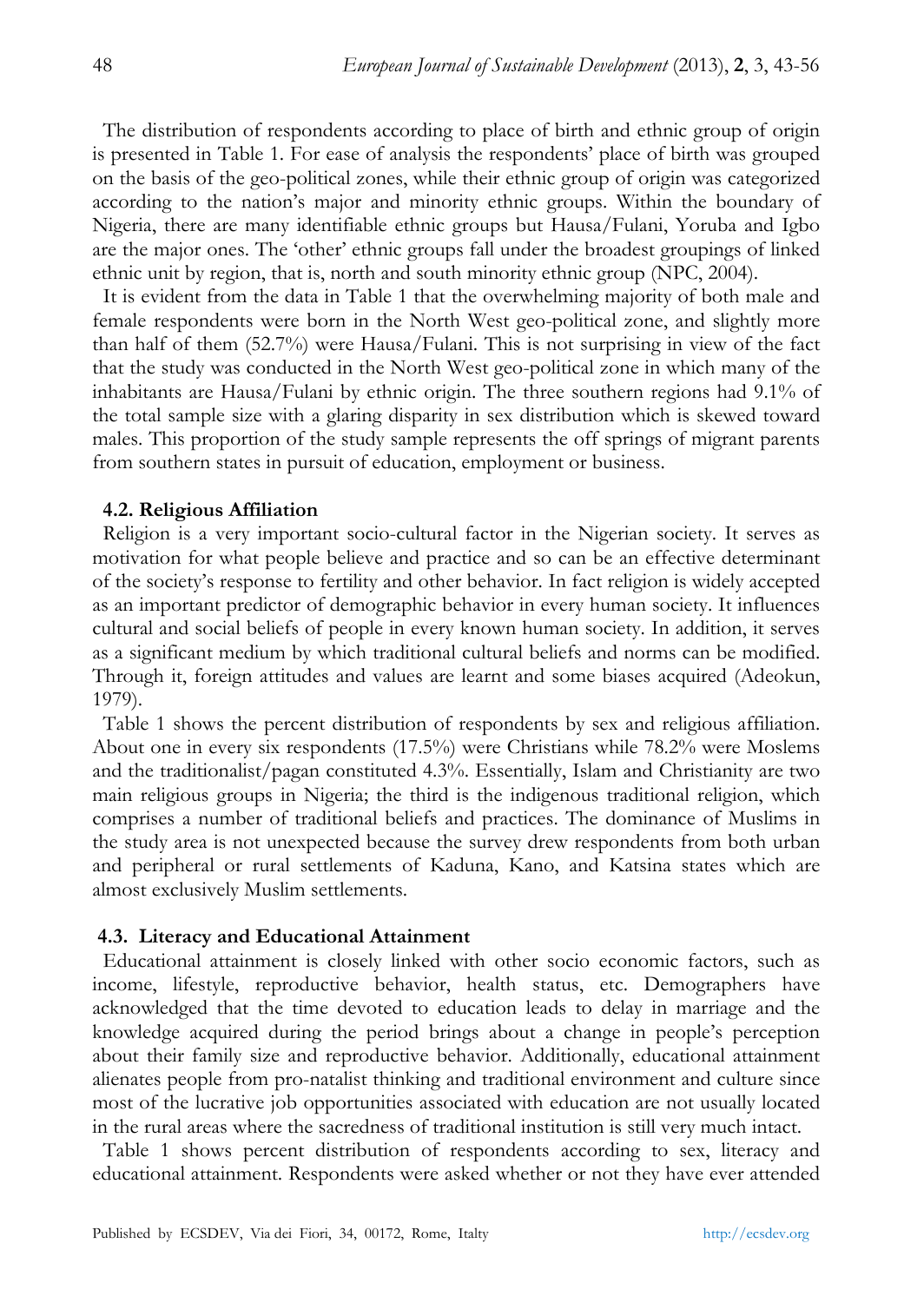The distribution of respondents according to place of birth and ethnic group of origin is presented in Table 1. For ease of analysis the respondents' place of birth was grouped on the basis of the geo-political zones, while their ethnic group of origin was categorized according to the nation's major and minority ethnic groups. Within the boundary of Nigeria, there are many identifiable ethnic groups but Hausa/Fulani, Yoruba and Igbo are the major ones. The 'other' ethnic groups fall under the broadest groupings of linked ethnic unit by region, that is, north and south minority ethnic group (NPC, 2004).

It is evident from the data in Table 1 that the overwhelming majority of both male and female respondents were born in the North West geo-political zone, and slightly more than half of them (52.7%) were Hausa/Fulani. This is not surprising in view of the fact that the study was conducted in the North West geo-political zone in which many of the inhabitants are Hausa/Fulani by ethnic origin. The three southern regions had 9.1% of the total sample size with a glaring disparity in sex distribution which is skewed toward males. This proportion of the study sample represents the off springs of migrant parents from southern states in pursuit of education, employment or business.

### 4.2. Religious Affiliation

Religion is a very important socio-cultural factor in the Nigerian society. It serves as motivation for what people believe and practice and so can be an effective determinant of the society's response to fertility and other behavior. In fact religion is widely accepted as an important predictor of demographic behavior in every human society. It influences cultural and social beliefs of people in every known human society. In addition, it serves as a significant medium by which traditional cultural beliefs and norms can be modified. Through it, foreign attitudes and values are learnt and some biases acquired (Adeokun, 1979).

Table 1 shows the percent distribution of respondents by sex and religious affiliation. About one in every six respondents (17.5%) were Christians while 78.2% were Moslems and the traditionalist/pagan constituted 4.3%. Essentially, Islam and Christianity are two main religious groups in Nigeria; the third is the indigenous traditional religion, which comprises a number of traditional beliefs and practices. The dominance of Muslims in the study area is not unexpected because the survey drew respondents from both urban and peripheral or rural settlements of Kaduna, Kano, and Katsina states which are almost exclusively Muslim settlements.

### 4.3. Literacy and Educational Attainment

Educational attainment is closely linked with other socio economic factors, such as income, lifestyle, reproductive behavior, health status, etc. Demographers have acknowledged that the time devoted to education leads to delay in marriage and the knowledge acquired during the period brings about a change in people's perception about their family size and reproductive behavior. Additionally, educational attainment alienates people from pro-natalist thinking and traditional environment and culture since most of the lucrative job opportunities associated with education are not usually located in the rural areas where the sacredness of traditional institution is still very much intact.

Table 1 shows percent distribution of respondents according to sex, literacy and educational attainment. Respondents were asked whether or not they have ever attended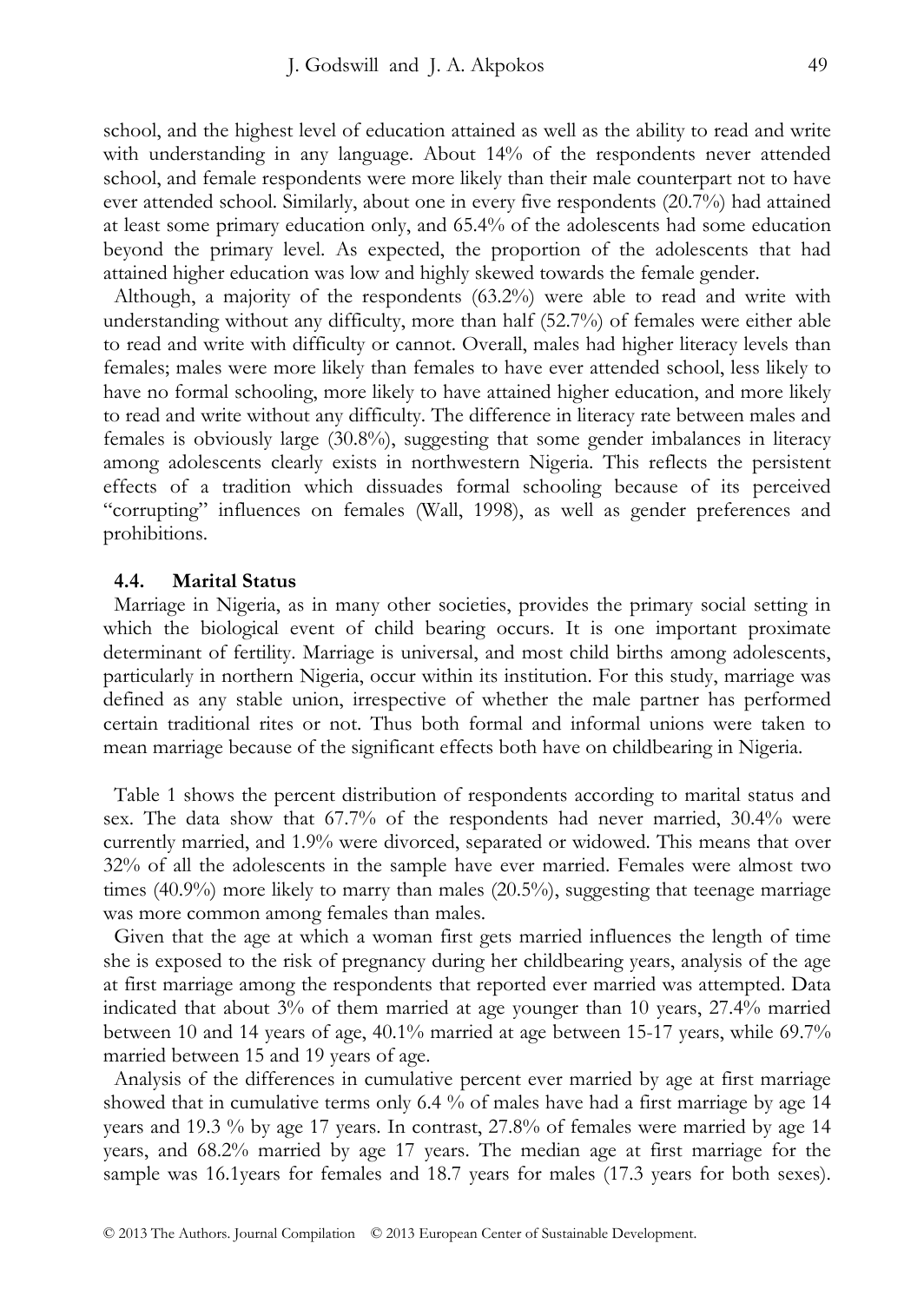school, and the highest level of education attained as well as the ability to read and write with understanding in any language. About 14% of the respondents never attended school, and female respondents were more likely than their male counterpart not to have ever attended school. Similarly, about one in every five respondents (20.7%) had attained at least some primary education only, and 65.4% of the adolescents had some education beyond the primary level. As expected, the proportion of the adolescents that had attained higher education was low and highly skewed towards the female gender.

Although, a majority of the respondents (63.2%) were able to read and write with understanding without any difficulty, more than half (52.7%) of females were either able to read and write with difficulty or cannot. Overall, males had higher literacy levels than females; males were more likely than females to have ever attended school, less likely to have no formal schooling, more likely to have attained higher education, and more likely to read and write without any difficulty. The difference in literacy rate between males and females is obviously large (30.8%), suggesting that some gender imbalances in literacy among adolescents clearly exists in northwestern Nigeria. This reflects the persistent effects of a tradition which dissuades formal schooling because of its perceived "corrupting" influences on females (Wall, 1998), as well as gender preferences and prohibitions.

### 4.4. Marital Status

Marriage in Nigeria, as in many other societies, provides the primary social setting in which the biological event of child bearing occurs. It is one important proximate determinant of fertility. Marriage is universal, and most child births among adolescents, particularly in northern Nigeria, occur within its institution. For this study, marriage was defined as any stable union, irrespective of whether the male partner has performed certain traditional rites or not. Thus both formal and informal unions were taken to mean marriage because of the significant effects both have on childbearing in Nigeria.

Table 1 shows the percent distribution of respondents according to marital status and sex. The data show that 67.7% of the respondents had never married, 30.4% were currently married, and 1.9% were divorced, separated or widowed. This means that over 32% of all the adolescents in the sample have ever married. Females were almost two times (40.9%) more likely to marry than males (20.5%), suggesting that teenage marriage was more common among females than males.

Given that the age at which a woman first gets married influences the length of time she is exposed to the risk of pregnancy during her childbearing years, analysis of the age at first marriage among the respondents that reported ever married was attempted. Data indicated that about 3% of them married at age younger than 10 years, 27.4% married between 10 and 14 years of age, 40.1% married at age between 15-17 years, while 69.7% married between 15 and 19 years of age.

Analysis of the differences in cumulative percent ever married by age at first marriage showed that in cumulative terms only 6.4 % of males have had a first marriage by age 14 years and 19.3 % by age 17 years. In contrast, 27.8% of females were married by age 14 years, and 68.2% married by age 17 years. The median age at first marriage for the sample was 16.1years for females and 18.7 years for males (17.3 years for both sexes).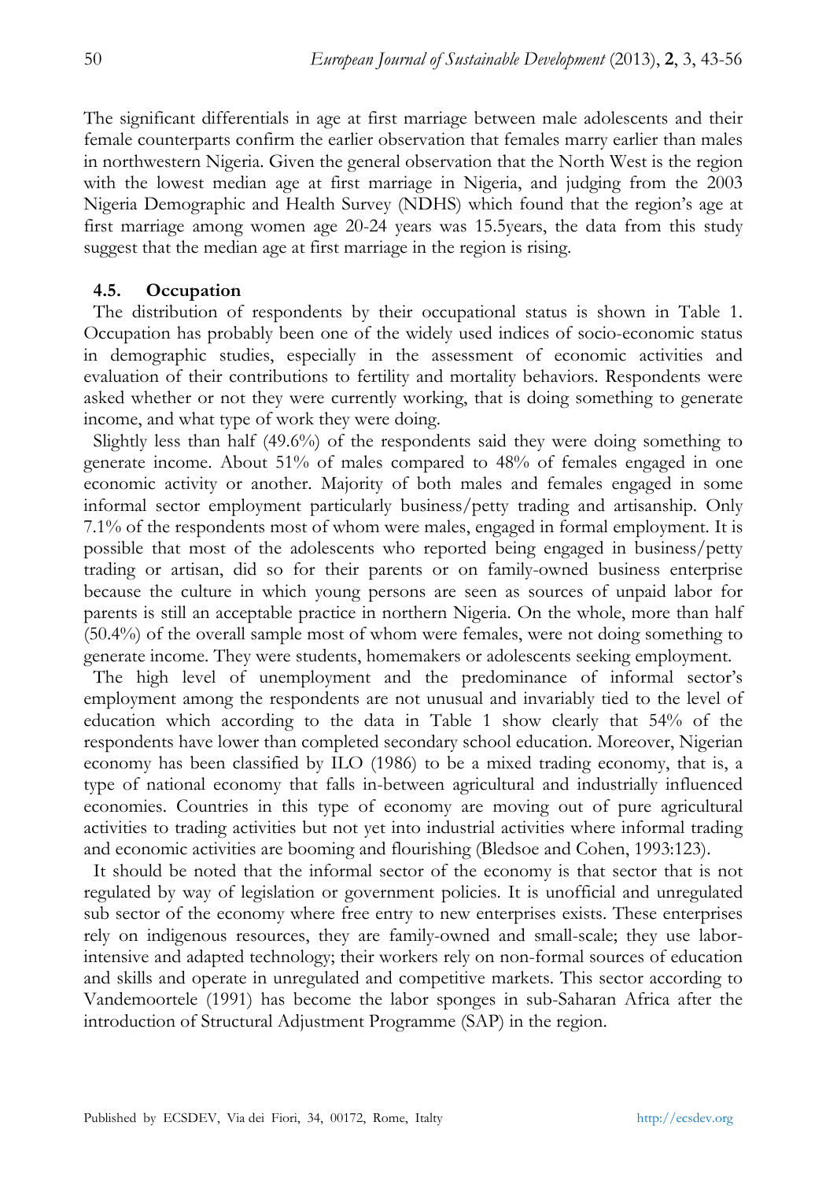The significant differentials in age at first marriage between male adolescents and their female counterparts confirm the earlier observation that females marry earlier than males in northwestern Nigeria. Given the general observation that the North West is the region with the lowest median age at first marriage in Nigeria, and judging from the 2003 Nigeria Demographic and Health Survey (NDHS) which found that the region's age at first marriage among women age 20-24 years was 15.5years, the data from this study suggest that the median age at first marriage in the region is rising.

### 4.5. Occupation

The distribution of respondents by their occupational status is shown in Table 1. Occupation has probably been one of the widely used indices of socio-economic status in demographic studies, especially in the assessment of economic activities and evaluation of their contributions to fertility and mortality behaviors. Respondents were asked whether or not they were currently working, that is doing something to generate income, and what type of work they were doing.

Slightly less than half (49.6%) of the respondents said they were doing something to generate income. About 51% of males compared to 48% of females engaged in one economic activity or another. Majority of both males and females engaged in some informal sector employment particularly business/petty trading and artisanship. Only 7.1% of the respondents most of whom were males, engaged in formal employment. It is possible that most of the adolescents who reported being engaged in business/petty trading or artisan, did so for their parents or on family-owned business enterprise because the culture in which young persons are seen as sources of unpaid labor for parents is still an acceptable practice in northern Nigeria. On the whole, more than half (50.4%) of the overall sample most of whom were females, were not doing something to generate income. They were students, homemakers or adolescents seeking employment.

The high level of unemployment and the predominance of informal sector's employment among the respondents are not unusual and invariably tied to the level of education which according to the data in Table 1 show clearly that 54% of the respondents have lower than completed secondary school education. Moreover, Nigerian economy has been classified by ILO (1986) to be a mixed trading economy, that is, a type of national economy that falls in-between agricultural and industrially influenced economies. Countries in this type of economy are moving out of pure agricultural activities to trading activities but not yet into industrial activities where informal trading and economic activities are booming and flourishing (Bledsoe and Cohen, 1993:123).

It should be noted that the informal sector of the economy is that sector that is not regulated by way of legislation or government policies. It is unofficial and unregulated sub sector of the economy where free entry to new enterprises exists. These enterprises rely on indigenous resources, they are family-owned and small-scale; they use labor-intensive and adapted technology; their workers rely on non-formal sources of education and skills and operate in unregulated and competitive markets. This sector according to Vandemoortele (1991) has become the labor sponges in sub-Saharan Africa after the introduction of Structural Adjustment Programme (SAP) in the region.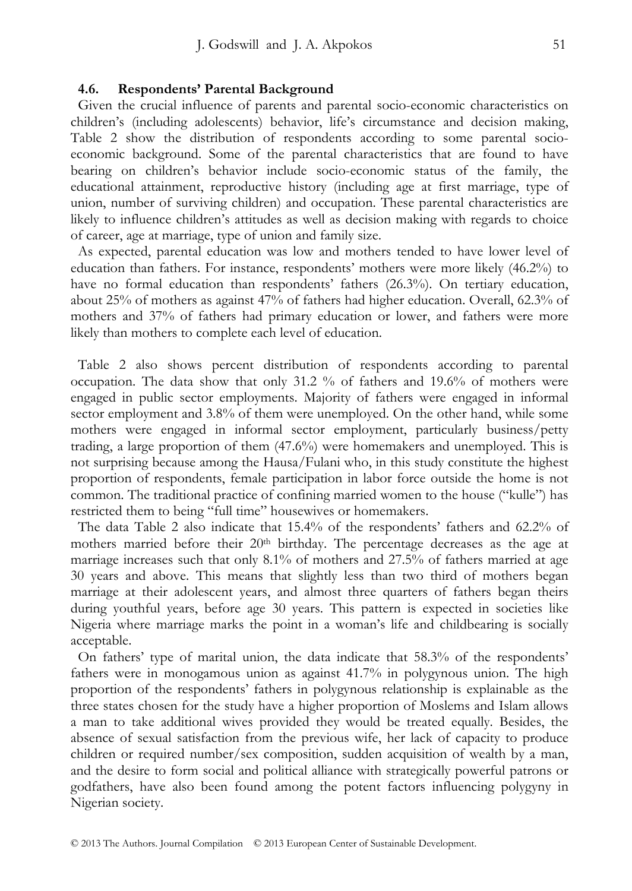### 4.6. Respondents' Parental Background

Given the crucial influence of parents and parental socio-economic characteristics on children's (including adolescents) behavior, life's circumstance and decision making, Table 2 show the distribution of respondents according to some parental socio-economic background. Some of the parental characteristics that are found to have bearing on children's behavior include socio-economic status of the family, the educational attainment, reproductive history (including age at first marriage, type of union, number of surviving children) and occupation. These parental characteristics are likely to influence children's attitudes as well as decision making with regards to choice of career, age at marriage, type of union and family size.

As expected, parental education was low and mothers tended to have lower level of education than fathers. For instance, respondents' mothers were more likely (46.2%) to have no formal education than respondents' fathers (26.3%). On tertiary education, about 25% of mothers as against 47% of fathers had higher education. Overall, 62.3% of mothers and 37% of fathers had primary education or lower, and fathers were more likely than mothers to complete each level of education.

Table 2 also shows percent distribution of respondents according to parental occupation. The data show that only 31.2 % of fathers and 19.6% of mothers were engaged in public sector employments. Majority of fathers were engaged in informal sector employment and 3.8% of them were unemployed. On the other hand, while some mothers were engaged in informal sector employment, particularly business/petty trading, a large proportion of them (47.6%) were homemakers and unemployed. This is not surprising because among the Hausa/Fulani who, in this study constitute the highest proportion of respondents, female participation in labor force outside the home is not common. The traditional practice of confining married women to the house ("kulle") has restricted them to being "full time" housewives or homemakers.

The data Table 2 also indicate that 15.4% of the respondents' fathers and 62.2% of mothers married before their 20th birthday. The percentage decreases as the age at marriage increases such that only 8.1% of mothers and 27.5% of fathers married at age 30 years and above. This means that slightly less than two third of mothers began marriage at their adolescent years, and almost three quarters of fathers began theirs during youthful years, before age 30 years. This pattern is expected in societies like Nigeria where marriage marks the point in a woman's life and childbearing is socially acceptable.

On fathers' type of marital union, the data indicate that 58.3% of the respondents' fathers were in monogamous union as against 41.7% in polygynous union. The high proportion of the respondents' fathers in polygynous relationship is explainable as the three states chosen for the study have a higher proportion of Moslems and Islam allows a man to take additional wives provided they would be treated equally. Besides, the absence of sexual satisfaction from the previous wife, her lack of capacity to produce children or required number/sex composition, sudden acquisition of wealth by a man, and the desire to form social and political alliance with strategically powerful patrons or godfathers, have also been found among the potent factors influencing polygyny in Nigerian society.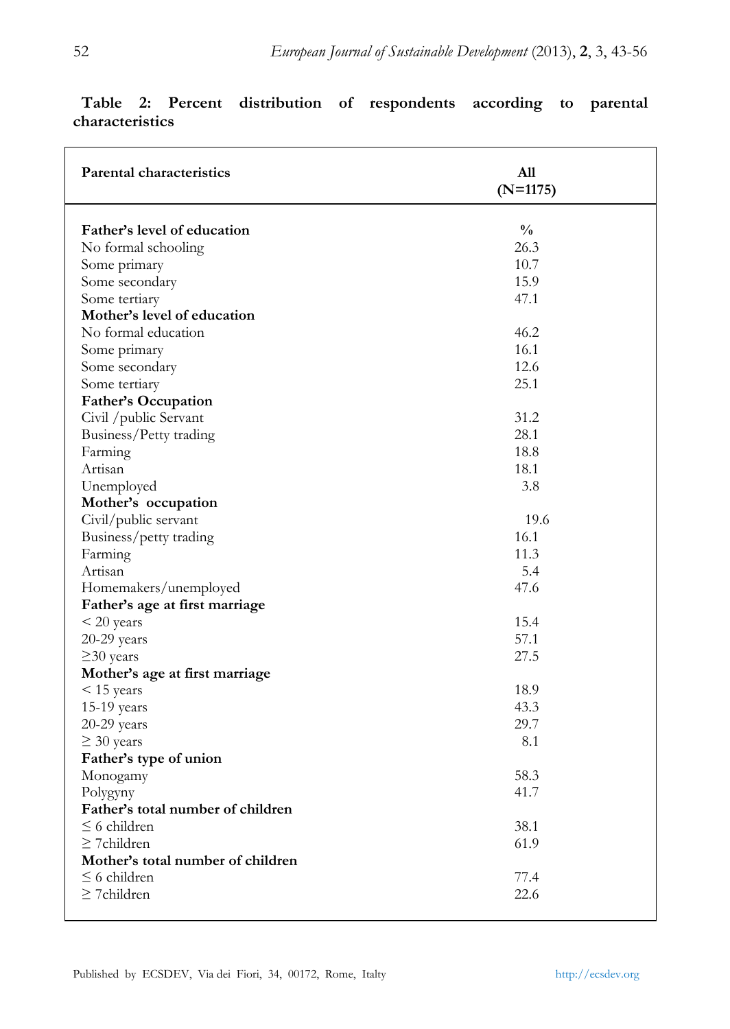**Table 2: Percent distribution of respondents according to parental characteristics**

| Parental characteristics | All (N=1175) |
|---|---|
| **Father's level of education** | % |
| No formal schooling | 26.3 |
| Some primary | 10.7 |
| Some secondary | 15.9 |
| Some tertiary | 47.1 |
| **Mother's level of education** | |
| No formal education | 46.2 |
| Some primary | 16.1 |
| Some secondary | 12.6 |
| Some tertiary | 25.1 |
| **Father's Occupation** | |
| Civil /public Servant | 31.2 |
| Business/Petty trading | 28.1 |
| Farming | 18.8 |
| Artisan | 18.1 |
| Unemployed | 3.8 |
| **Mother's occupation** | |
| Civil/public servant | 19.6 |
| Business/petty trading | 16.1 |
| Farming | 11.3 |
| Artisan | 5.4 |
| Homemakers/unemployed | 47.6 |
| **Father's age at first marriage** | |
| < 20 years | 15.4 |
| 20-29 years | 57.1 |
| ≥30 years | 27.5 |
| **Mother's age at first marriage** | |
| < 15 years | 18.9 |
| 15-19 years | 43.3 |
| 20-29 years | 29.7 |
| ≥ 30 years | 8.1 |
| **Father's type of union** | |
| Monogamy | 58.3 |
| Polygyny | 41.7 |
| **Father's total number of children** | |
| ≤ 6 children | 38.1 |
| ≥ 7children | 61.9 |
| **Mother's total number of children** | |
| ≤ 6 children | 77.4 |
| ≥ 7children | 22.6 |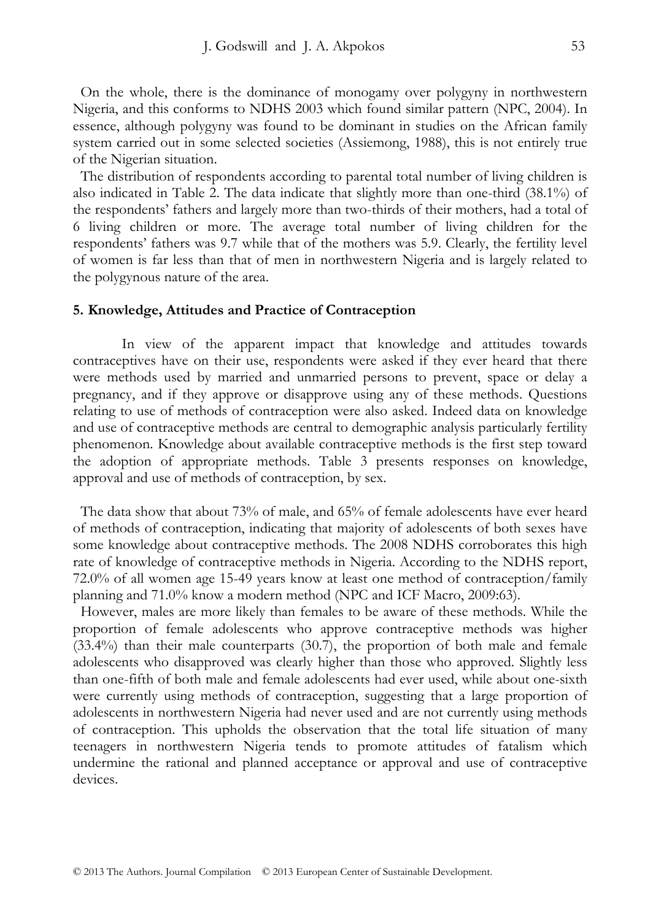On the whole, there is the dominance of monogamy over polygyny in northwestern Nigeria, and this conforms to NDHS 2003 which found similar pattern (NPC, 2004). In essence, although polygyny was found to be dominant in studies on the African family system carried out in some selected societies (Assiemong, 1988), this is not entirely true of the Nigerian situation.

The distribution of respondents according to parental total number of living children is also indicated in Table 2. The data indicate that slightly more than one-third (38.1%) of the respondents' fathers and largely more than two-thirds of their mothers, had a total of 6 living children or more. The average total number of living children for the respondents' fathers was 9.7 while that of the mothers was 5.9. Clearly, the fertility level of women is far less than that of men in northwestern Nigeria and is largely related to the polygynous nature of the area.

## 5. Knowledge, Attitudes and Practice of Contraception

In view of the apparent impact that knowledge and attitudes towards contraceptives have on their use, respondents were asked if they ever heard that there were methods used by married and unmarried persons to prevent, space or delay a pregnancy, and if they approve or disapprove using any of these methods. Questions relating to use of methods of contraception were also asked. Indeed data on knowledge and use of contraceptive methods are central to demographic analysis particularly fertility phenomenon. Knowledge about available contraceptive methods is the first step toward the adoption of appropriate methods. Table 3 presents responses on knowledge, approval and use of methods of contraception, by sex.

The data show that about 73% of male, and 65% of female adolescents have ever heard of methods of contraception, indicating that majority of adolescents of both sexes have some knowledge about contraceptive methods. The 2008 NDHS corroborates this high rate of knowledge of contraceptive methods in Nigeria. According to the NDHS report, 72.0% of all women age 15-49 years know at least one method of contraception/family planning and 71.0% know a modern method (NPC and ICF Macro, 2009:63).

However, males are more likely than females to be aware of these methods. While the proportion of female adolescents who approve contraceptive methods was higher (33.4%) than their male counterparts (30.7), the proportion of both male and female adolescents who disapproved was clearly higher than those who approved. Slightly less than one-fifth of both male and female adolescents had ever used, while about one-sixth were currently using methods of contraception, suggesting that a large proportion of adolescents in northwestern Nigeria had never used and are not currently using methods of contraception. This upholds the observation that the total life situation of many teenagers in northwestern Nigeria tends to promote attitudes of fatalism which undermine the rational and planned acceptance or approval and use of contraceptive devices.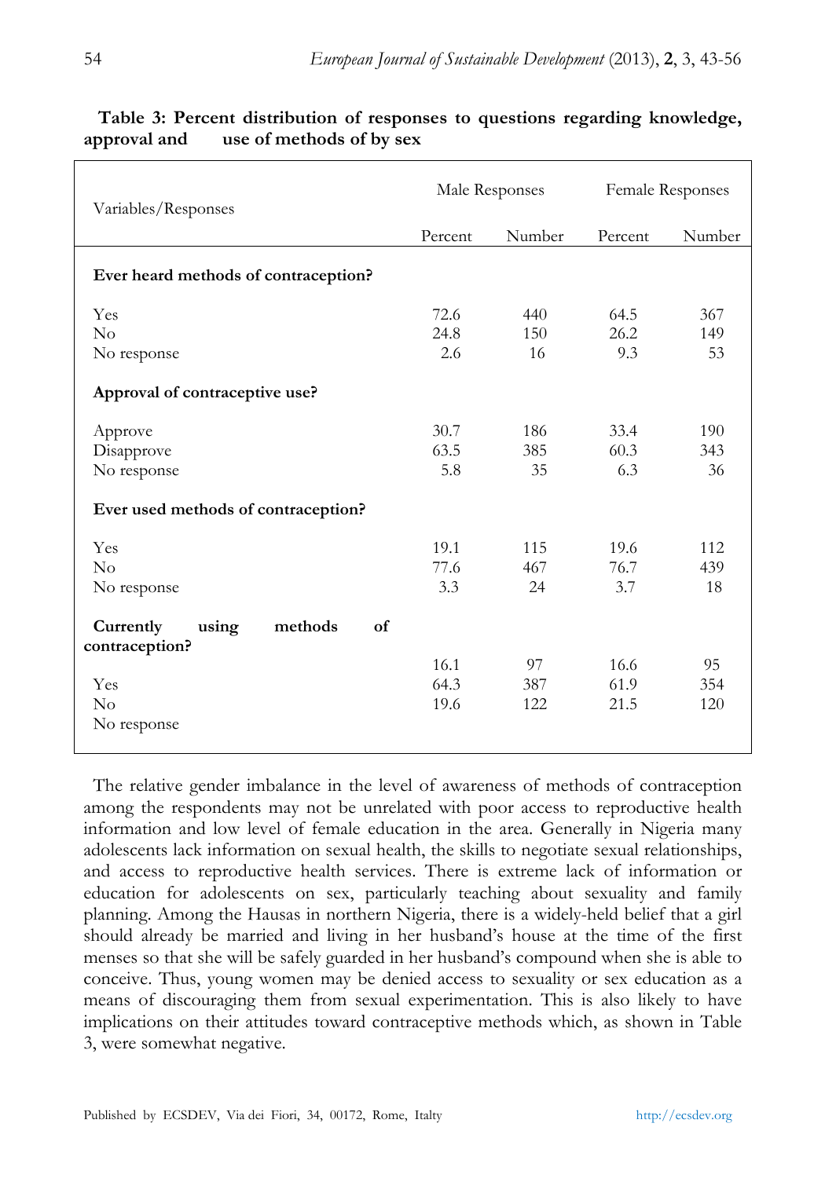**Table 3: Percent distribution of responses to questions regarding knowledge, approval and use of methods of by sex**

| Variables/Responses | Male Responses | | Female Responses | |
|---|---|---|---|---|
| | Percent | Number | Percent | Number |
| **Ever heard methods of contraception?** | | | | |
| Yes | 72.6 | 440 | 64.5 | 367 |
| No | 24.8 | 150 | 26.2 | 149 |
| No response | 2.6 | 16 | 9.3 | 53 |
| **Approval of contraceptive use?** | | | | |
| Approve | 30.7 | 186 | 33.4 | 190 |
| Disapprove | 63.5 | 385 | 60.3 | 343 |
| No response | 5.8 | 35 | 6.3 | 36 |
| **Ever used methods of contraception?** | | | | |
| Yes | 19.1 | 115 | 19.6 | 112 |
| No | 77.6 | 467 | 76.7 | 439 |
| No response | 3.3 | 24 | 3.7 | 18 |
| **Currently using methods of contraception?** | | | | |
| Yes | 16.1 | 97 | 16.6 | 95 |
| No | 64.3 | 387 | 61.9 | 354 |
| No response | 19.6 | 122 | 21.5 | 120 |

The relative gender imbalance in the level of awareness of methods of contraception among the respondents may not be unrelated with poor access to reproductive health information and low level of female education in the area. Generally in Nigeria many adolescents lack information on sexual health, the skills to negotiate sexual relationships, and access to reproductive health services. There is extreme lack of information or education for adolescents on sex, particularly teaching about sexuality and family planning. Among the Hausas in northern Nigeria, there is a widely-held belief that a girl should already be married and living in her husband's house at the time of the first menses so that she will be safely guarded in her husband's compound when she is able to conceive. Thus, young women may be denied access to sexuality or sex education as a means of discouraging them from sexual experimentation. This is also likely to have implications on their attitudes toward contraceptive methods which, as shown in Table 3, were somewhat negative.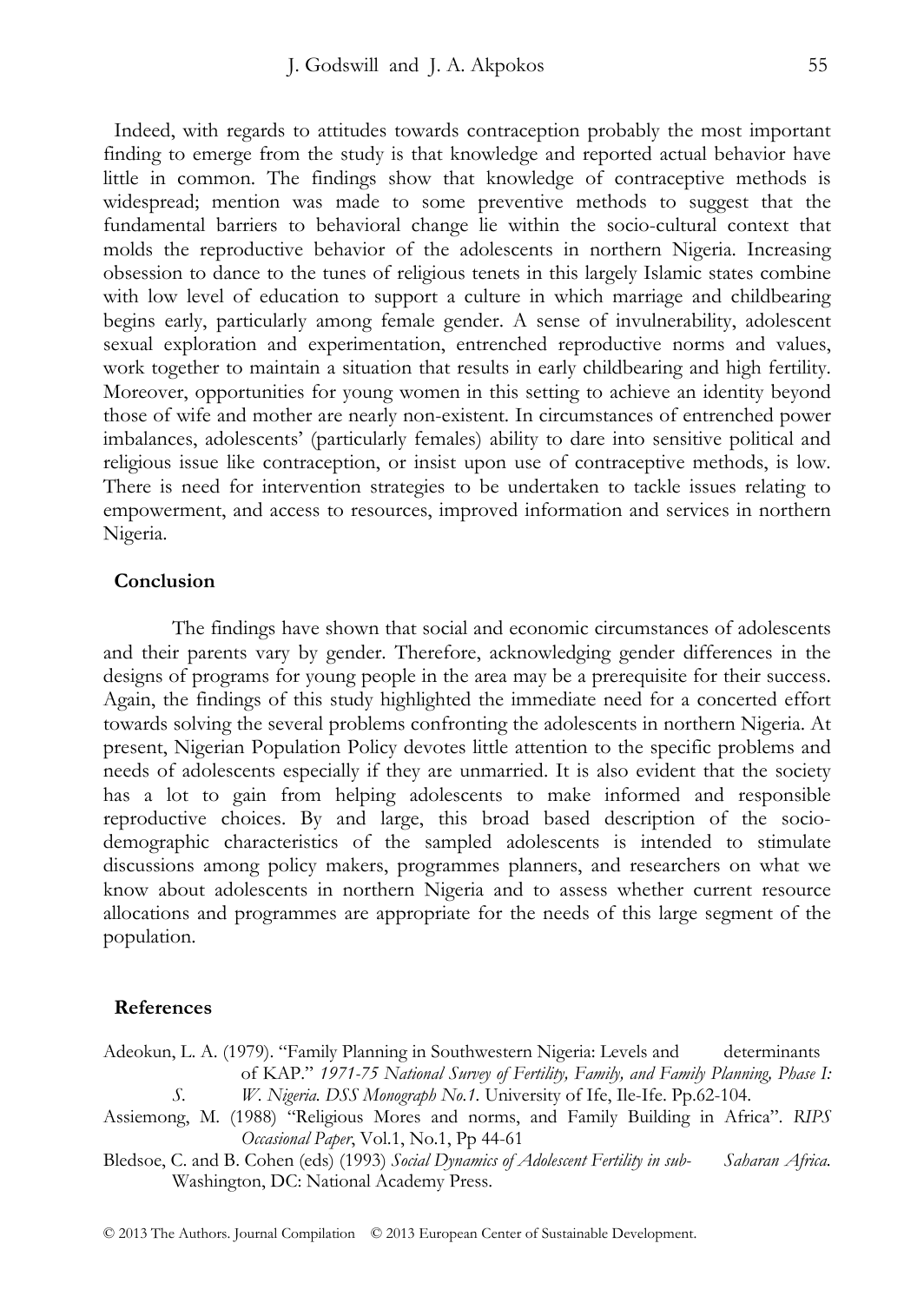Indeed, with regards to attitudes towards contraception probably the most important finding to emerge from the study is that knowledge and reported actual behavior have little in common. The findings show that knowledge of contraceptive methods is widespread; mention was made to some preventive methods to suggest that the fundamental barriers to behavioral change lie within the socio-cultural context that molds the reproductive behavior of the adolescents in northern Nigeria. Increasing obsession to dance to the tunes of religious tenets in this largely Islamic states combine with low level of education to support a culture in which marriage and childbearing begins early, particularly among female gender. A sense of invulnerability, adolescent sexual exploration and experimentation, entrenched reproductive norms and values, work together to maintain a situation that results in early childbearing and high fertility. Moreover, opportunities for young women in this setting to achieve an identity beyond those of wife and mother are nearly non-existent. In circumstances of entrenched power imbalances, adolescents' (particularly females) ability to dare into sensitive political and religious issue like contraception, or insist upon use of contraceptive methods, is low. There is need for intervention strategies to be undertaken to tackle issues relating to empowerment, and access to resources, improved information and services in northern Nigeria.

## Conclusion

The findings have shown that social and economic circumstances of adolescents and their parents vary by gender. Therefore, acknowledging gender differences in the designs of programs for young people in the area may be a prerequisite for their success. Again, the findings of this study highlighted the immediate need for a concerted effort towards solving the several problems confronting the adolescents in northern Nigeria. At present, Nigerian Population Policy devotes little attention to the specific problems and needs of adolescents especially if they are unmarried. It is also evident that the society has a lot to gain from helping adolescents to make informed and responsible reproductive choices. By and large, this broad based description of the socio-demographic characteristics of the sampled adolescents is intended to stimulate discussions among policy makers, programmes planners, and researchers on what we know about adolescents in northern Nigeria and to assess whether current resource allocations and programmes are appropriate for the needs of this large segment of the population.

## References

Adeokun, L. A. (1979). "Family Planning in Southwestern Nigeria: Levels and determinants of KAP." *1971-75 National Survey of Fertility, Family, and Family Planning, Phase I: S. W. Nigeria. DSS Monograph No.1*. University of Ife, Ile-Ife. Pp.62-104.

Assiemong, M. (1988) "Religious Mores and norms, and Family Building in Africa". *RIPS Occasional Paper*, Vol.1, No.1, Pp 44-61

Bledsoe, C. and B. Cohen (eds) (1993) *Social Dynamics of Adolescent Fertility in sub- Saharan Africa.* Washington, DC: National Academy Press.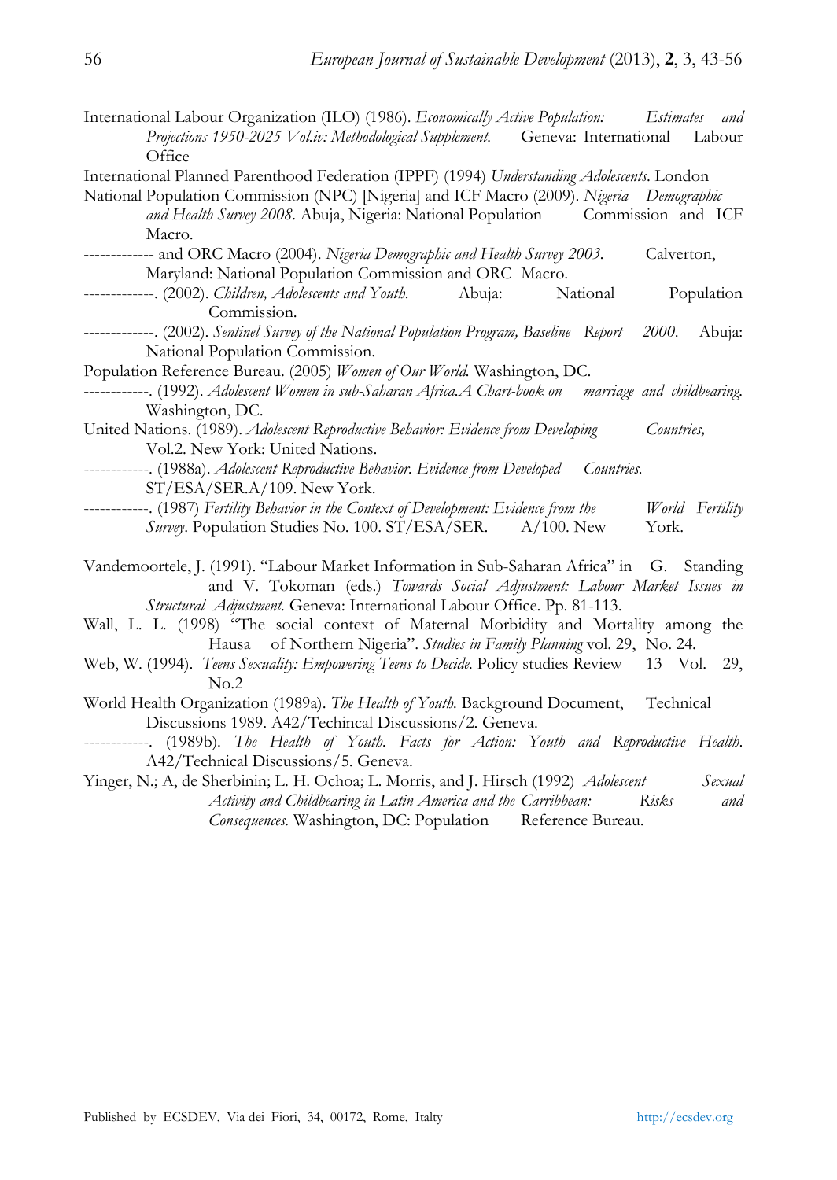International Labour Organization (ILO) (1986). *Economically Active Population: Estimates and Projections 1950-2025 Vol.iv: Methodological Supplement.* Geneva: International Labour Office

International Planned Parenthood Federation (IPPF) (1994) *Understanding Adolescents*. London

National Population Commission (NPC) [Nigeria] and ICF Macro (2009). *Nigeria Demographic and Health Survey 2008*. Abuja, Nigeria: National Population Commission and ICF Macro.

------------- and ORC Macro (2004). *Nigeria Demographic and Health Survey 2003.* Calverton, Maryland: National Population Commission and ORC Macro.

-------------. (2002). *Children, Adolescents and Youth.* Abuja: National Population Commission.

-------------. (2002). *Sentinel Survey of the National Population Program, Baseline Report 2000.* Abuja: National Population Commission.

Population Reference Bureau. (2005) *Women of Our World.* Washington, DC.

------------. (1992). *Adolescent Women in sub-Saharan Africa.A Chart-book on marriage and childbearing.* Washington, DC.

United Nations. (1989). *Adolescent Reproductive Behavior: Evidence from Developing Countries,* Vol.2. New York: United Nations.

------------. (1988a). *Adolescent Reproductive Behavior. Evidence from Developed Countries.* ST/ESA/SER.A/109. New York.

------------. (1987) *Fertility Behavior in the Context of Development: Evidence from the World Fertility Survey*. Population Studies No. 100. ST/ESA/SER. A/100. New York.

Vandemoortele, J. (1991). "Labour Market Information in Sub-Saharan Africa" in G. Standing and V. Tokoman (eds.) *Towards Social Adjustment: Labour Market Issues in Structural Adjustment.* Geneva: International Labour Office. Pp. 81-113.

Wall, L. L. (1998) "The social context of Maternal Morbidity and Mortality among the Hausa of Northern Nigeria". *Studies in Family Planning* vol. 29, No. 24.

Web, W. (1994). *Teens Sexuality: Empowering Teens to Decide.* Policy studies Review 13 Vol. 29, No.2

World Health Organization (1989a). *The Health of Youth.* Background Document, Technical Discussions 1989. A42/Techincal Discussions/2. Geneva.

------------. (1989b). *The Health of Youth. Facts for Action: Youth and Reproductive Health.* A42/Technical Discussions/5. Geneva.

Yinger, N.; A, de Sherbinin; L. H. Ochoa; L. Morris, and J. Hirsch (1992) *Adolescent Sexual Activity and Childbearing in Latin America and the Carribbean: Risks and Consequences.* Washington, DC: Population Reference Bureau.